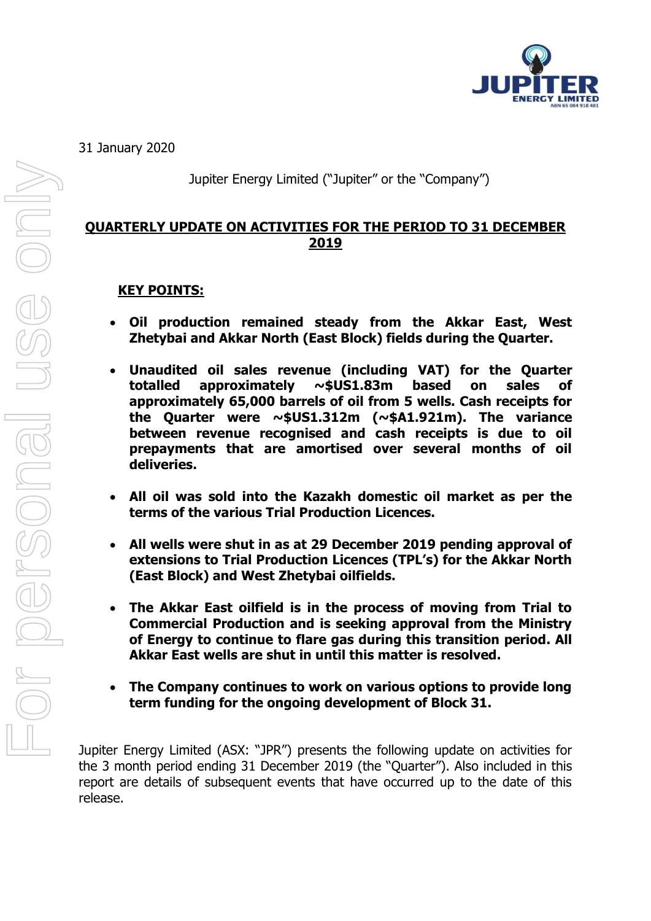31 January 2020

Jupiter Energy Limited ("Jupiter" or the "Company")

## QUARTERLY UPDATE ON ACTIVITIES FOR THE PERIOD TO 31 DECEMBER 2019

### KEY POINTS:

- **Oil production remained steady from the Akkar East, West Zhetybai and Akkar North (East Block) fields during the Quarter.**
- **Unaudited oil sales revenue (including VAT) for the Quarter totalled approximately ~$US1.83m based on sales of approximately 65,000 barrels of oil from 5 wells. Cash receipts for the Quarter were ~$US1.312m (~$A1.921m). The variance between revenue recognised and cash receipts is due to oil prepayments that are amortised over several months of oil deliveries.**
- **All oil was sold into the Kazakh domestic oil market as per the terms of the various Trial Production Licences.**
- **All wells were shut in as at 29 December 2019 pending approval of extensions to Trial Production Licences (TPL's) for the Akkar North (East Block) and West Zhetybai oilfields.**
- **The Akkar East oilfield is in the process of moving from Trial to Commercial Production and is seeking approval from the Ministry of Energy to continue to flare gas during this transition period. All Akkar East wells are shut in until this matter is resolved.**
- **The Company continues to work on various options to provide long term funding for the ongoing development of Block 31.**

Jupiter Energy Limited (ASX: "JPR") presents the following update on activities for the 3 month period ending 31 December 2019 (the "Quarter"). Also included in this report are details of subsequent events that have occurred up to the date of this release.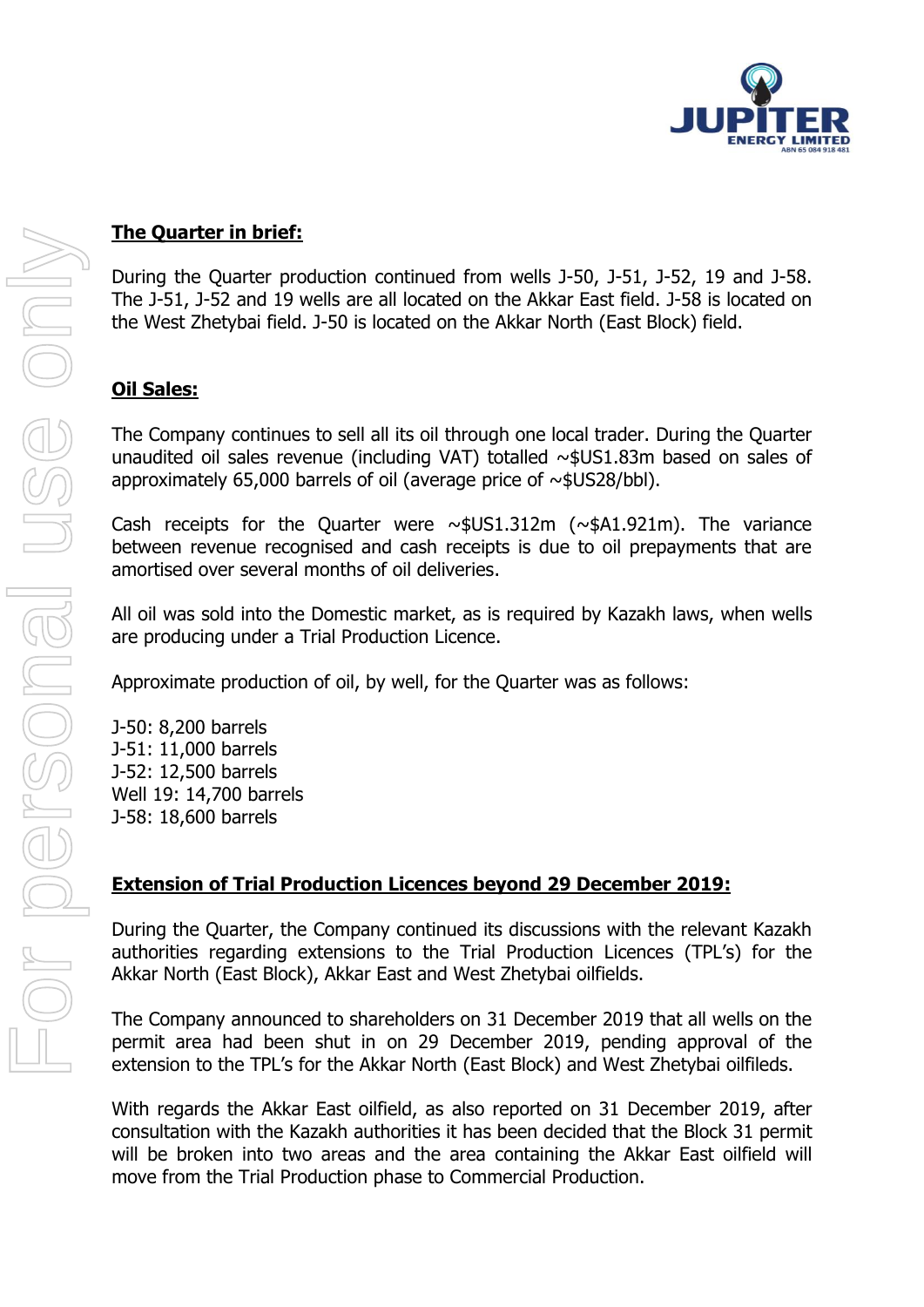## The Quarter in brief:

During the Quarter production continued from wells J-50, J-51, J-52, 19 and J-58. The J-51, J-52 and 19 wells are all located on the Akkar East field. J-58 is located on the West Zhetybai field. J-50 is located on the Akkar North (East Block) field.

## Oil Sales:

The Company continues to sell all its oil through one local trader. During the Quarter unaudited oil sales revenue (including VAT) totalled ~$US1.83m based on sales of approximately 65,000 barrels of oil (average price of ~$US28/bbl).

Cash receipts for the Quarter were ~$US1.312m (~$A1.921m). The variance between revenue recognised and cash receipts is due to oil prepayments that are amortised over several months of oil deliveries.

All oil was sold into the Domestic market, as is required by Kazakh laws, when wells are producing under a Trial Production Licence.

Approximate production of oil, by well, for the Quarter was as follows:

J-50: 8,200 barrels
J-51: 11,000 barrels
J-52: 12,500 barrels
Well 19: 14,700 barrels
J-58: 18,600 barrels

## Extension of Trial Production Licences beyond 29 December 2019:

During the Quarter, the Company continued its discussions with the relevant Kazakh authorities regarding extensions to the Trial Production Licences (TPL's) for the Akkar North (East Block), Akkar East and West Zhetybai oilfields.

The Company announced to shareholders on 31 December 2019 that all wells on the permit area had been shut in on 29 December 2019, pending approval of the extension to the TPL's for the Akkar North (East Block) and West Zhetybai oilfileds.

With regards the Akkar East oilfield, as also reported on 31 December 2019, after consultation with the Kazakh authorities it has been decided that the Block 31 permit will be broken into two areas and the area containing the Akkar East oilfield will move from the Trial Production phase to Commercial Production.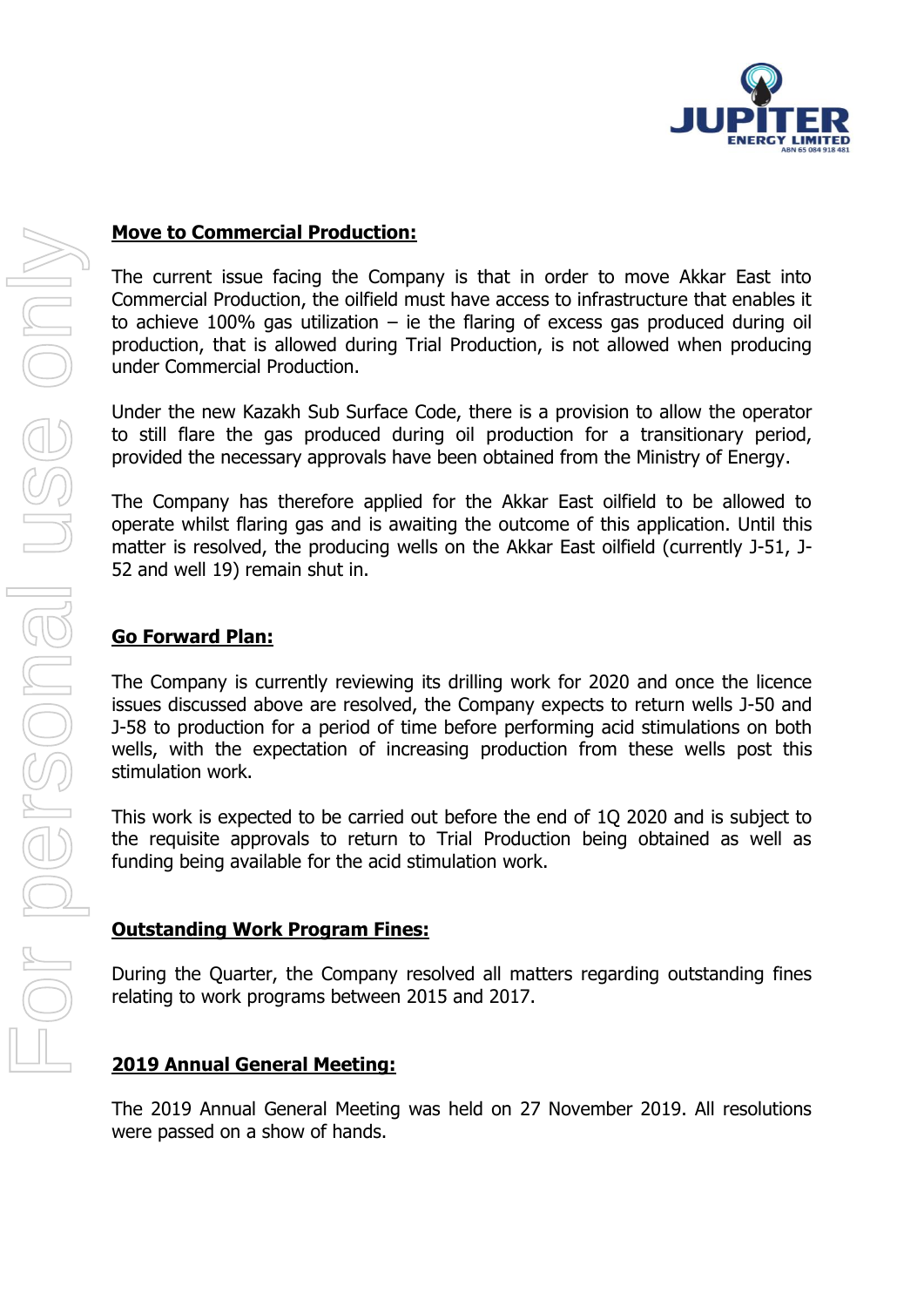## Move to Commercial Production:

The current issue facing the Company is that in order to move Akkar East into Commercial Production, the oilfield must have access to infrastructure that enables it to achieve 100% gas utilization – ie the flaring of excess gas produced during oil production, that is allowed during Trial Production, is not allowed when producing under Commercial Production.

Under the new Kazakh Sub Surface Code, there is a provision to allow the operator to still flare the gas produced during oil production for a transitionary period, provided the necessary approvals have been obtained from the Ministry of Energy.

The Company has therefore applied for the Akkar East oilfield to be allowed to operate whilst flaring gas and is awaiting the outcome of this application. Until this matter is resolved, the producing wells on the Akkar East oilfield (currently J-51, J-52 and well 19) remain shut in.

## Go Forward Plan:

The Company is currently reviewing its drilling work for 2020 and once the licence issues discussed above are resolved, the Company expects to return wells J-50 and J-58 to production for a period of time before performing acid stimulations on both wells, with the expectation of increasing production from these wells post this stimulation work.

This work is expected to be carried out before the end of 1Q 2020 and is subject to the requisite approvals to return to Trial Production being obtained as well as funding being available for the acid stimulation work.

## Outstanding Work Program Fines:

During the Quarter, the Company resolved all matters regarding outstanding fines relating to work programs between 2015 and 2017.

## 2019 Annual General Meeting:

The 2019 Annual General Meeting was held on 27 November 2019. All resolutions were passed on a show of hands.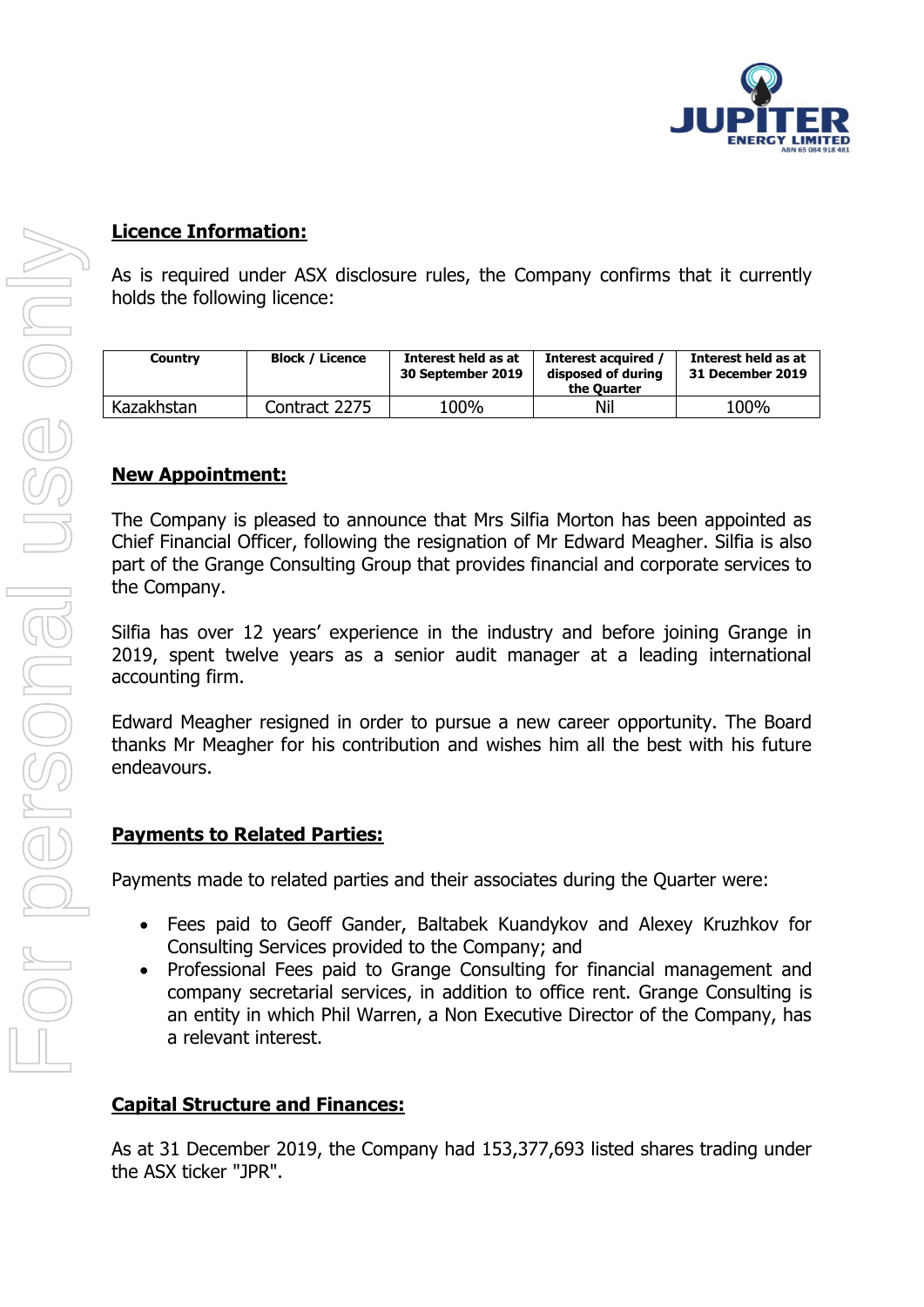## Licence Information:

As is required under ASX disclosure rules, the Company confirms that it currently holds the following licence:

| Country | Block / Licence | Interest held as at 30 September 2019 | Interest acquired / disposed of during the Quarter | Interest held as at 31 December 2019 |
|---|---|---|---|---|
| Kazakhstan | Contract 2275 | 100% | Nil | 100% |

## New Appointment:

The Company is pleased to announce that Mrs Silfia Morton has been appointed as Chief Financial Officer, following the resignation of Mr Edward Meagher. Silfia is also part of the Grange Consulting Group that provides financial and corporate services to the Company.

Silfia has over 12 years' experience in the industry and before joining Grange in 2019, spent twelve years as a senior audit manager at a leading international accounting firm.

Edward Meagher resigned in order to pursue a new career opportunity. The Board thanks Mr Meagher for his contribution and wishes him all the best with his future endeavours.

## Payments to Related Parties:

Payments made to related parties and their associates during the Quarter were:

- Fees paid to Geoff Gander, Baltabek Kuandykov and Alexey Kruzhkov for Consulting Services provided to the Company; and
- Professional Fees paid to Grange Consulting for financial management and company secretarial services, in addition to office rent. Grange Consulting is an entity in which Phil Warren, a Non Executive Director of the Company, has a relevant interest.

## Capital Structure and Finances:

As at 31 December 2019, the Company had 153,377,693 listed shares trading under the ASX ticker "JPR".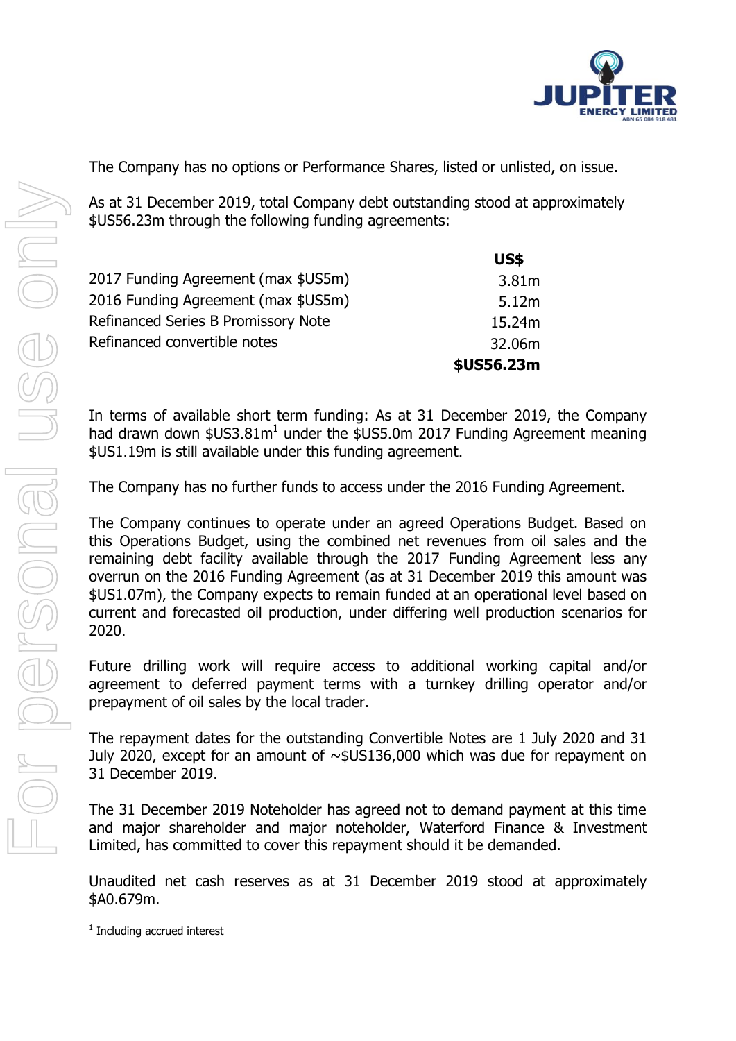The Company has no options or Performance Shares, listed or unlisted, on issue.

As at 31 December 2019, total Company debt outstanding stood at approximately $US56.23m through the following funding agreements:

| | US$ |
|---|---|
| 2017 Funding Agreement (max $US5m) | 3.81m |
| 2016 Funding Agreement (max $US5m) | 5.12m |
| Refinanced Series B Promissory Note | 15.24m |
| Refinanced convertible notes | 32.06m |
| | **$US56.23m** |

In terms of available short term funding: As at 31 December 2019, the Company had drawn down $US3.81m[1] under the $US5.0m 2017 Funding Agreement meaning $US1.19m is still available under this funding agreement.

The Company has no further funds to access under the 2016 Funding Agreement.

The Company continues to operate under an agreed Operations Budget. Based on this Operations Budget, using the combined net revenues from oil sales and the remaining debt facility available through the 2017 Funding Agreement less any overrun on the 2016 Funding Agreement (as at 31 December 2019 this amount was $US1.07m), the Company expects to remain funded at an operational level based on current and forecasted oil production, under differing well production scenarios for 2020.

Future drilling work will require access to additional working capital and/or agreement to deferred payment terms with a turnkey drilling operator and/or prepayment of oil sales by the local trader.

The repayment dates for the outstanding Convertible Notes are 1 July 2020 and 31 July 2020, except for an amount of ~$US136,000 which was due for repayment on 31 December 2019.

The 31 December 2019 Noteholder has agreed not to demand payment at this time and major shareholder and major noteholder, Waterford Finance & Investment Limited, has committed to cover this repayment should it be demanded.

Unaudited net cash reserves as at 31 December 2019 stood at approximately $A0.679m.

[1] Including accrued interest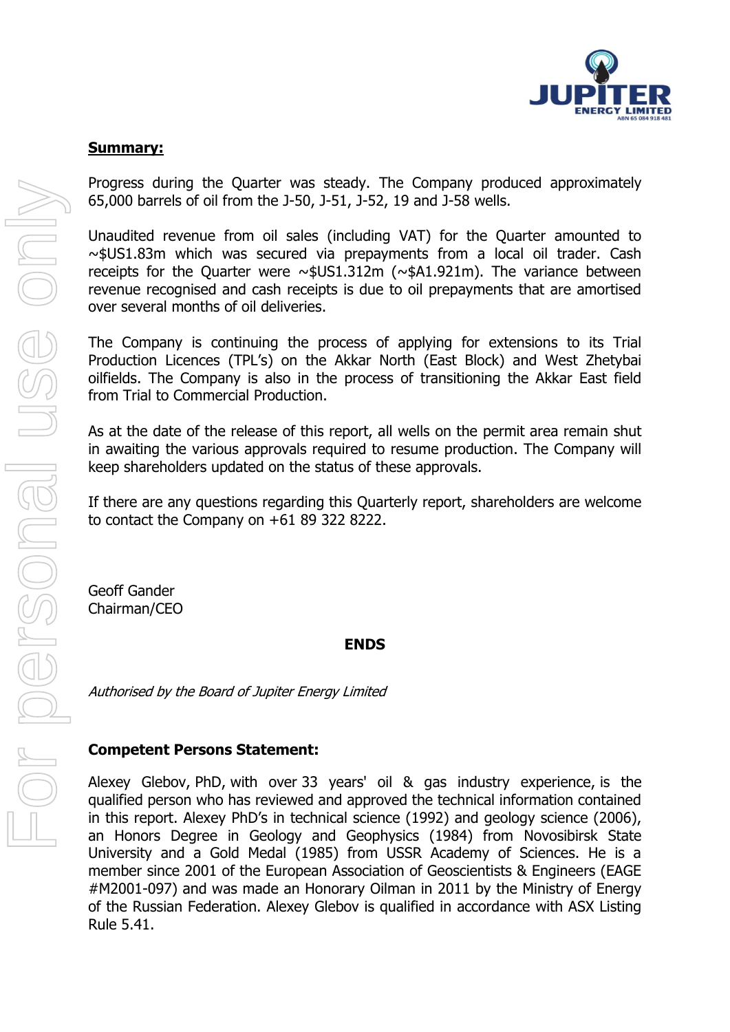**Summary:**

Progress during the Quarter was steady. The Company produced approximately 65,000 barrels of oil from the J-50, J-51, J-52, 19 and J-58 wells.

Unaudited revenue from oil sales (including VAT) for the Quarter amounted to ~$US1.83m which was secured via prepayments from a local oil trader. Cash receipts for the Quarter were ~$US1.312m (~$A1.921m). The variance between revenue recognised and cash receipts is due to oil prepayments that are amortised over several months of oil deliveries.

The Company is continuing the process of applying for extensions to its Trial Production Licences (TPL's) on the Akkar North (East Block) and West Zhetybai oilfields. The Company is also in the process of transitioning the Akkar East field from Trial to Commercial Production.

As at the date of the release of this report, all wells on the permit area remain shut in awaiting the various approvals required to resume production. The Company will keep shareholders updated on the status of these approvals.

If there are any questions regarding this Quarterly report, shareholders are welcome to contact the Company on +61 89 322 8222.

Geoff Gander
Chairman/CEO

**ENDS**

*Authorised by the Board of Jupiter Energy Limited*

**Competent Persons Statement:**

Alexey Glebov, PhD, with over 33 years' oil & gas industry experience, is the qualified person who has reviewed and approved the technical information contained in this report. Alexey PhD's in technical science (1992) and geology science (2006), an Honors Degree in Geology and Geophysics (1984) from Novosibirsk State University and a Gold Medal (1985) from USSR Academy of Sciences. He is a member since 2001 of the European Association of Geoscientists & Engineers (EAGE #M2001-097) and was made an Honorary Oilman in 2011 by the Ministry of Energy of the Russian Federation. Alexey Glebov is qualified in accordance with ASX Listing Rule 5.41.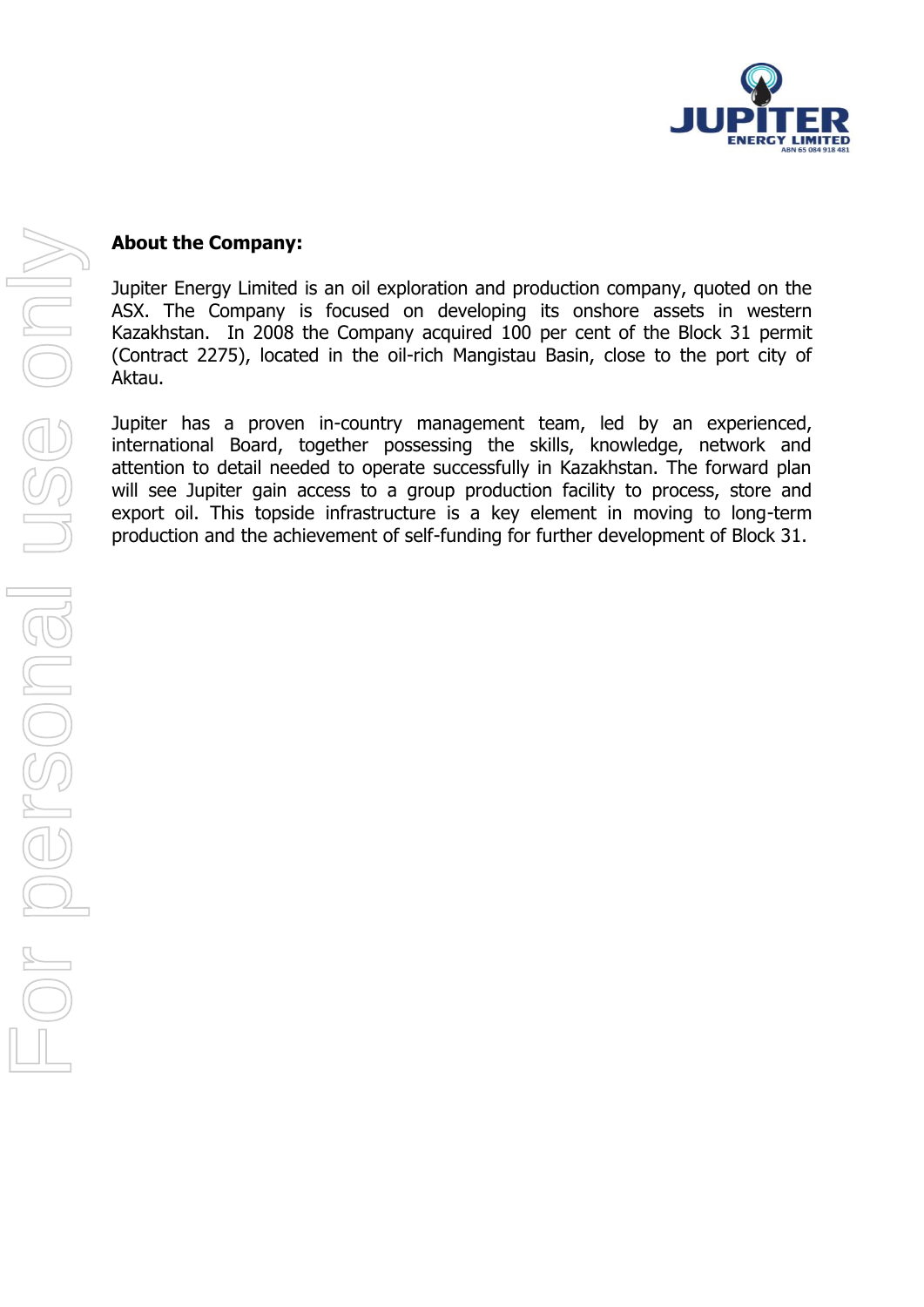**About the Company:**

Jupiter Energy Limited is an oil exploration and production company, quoted on the ASX. The Company is focused on developing its onshore assets in western Kazakhstan. In 2008 the Company acquired 100 per cent of the Block 31 permit (Contract 2275), located in the oil-rich Mangistau Basin, close to the port city of Aktau.

Jupiter has a proven in-country management team, led by an experienced, international Board, together possessing the skills, knowledge, network and attention to detail needed to operate successfully in Kazakhstan. The forward plan will see Jupiter gain access to a group production facility to process, store and export oil. This topside infrastructure is a key element in moving to long-term production and the achievement of self-funding for further development of Block 31.